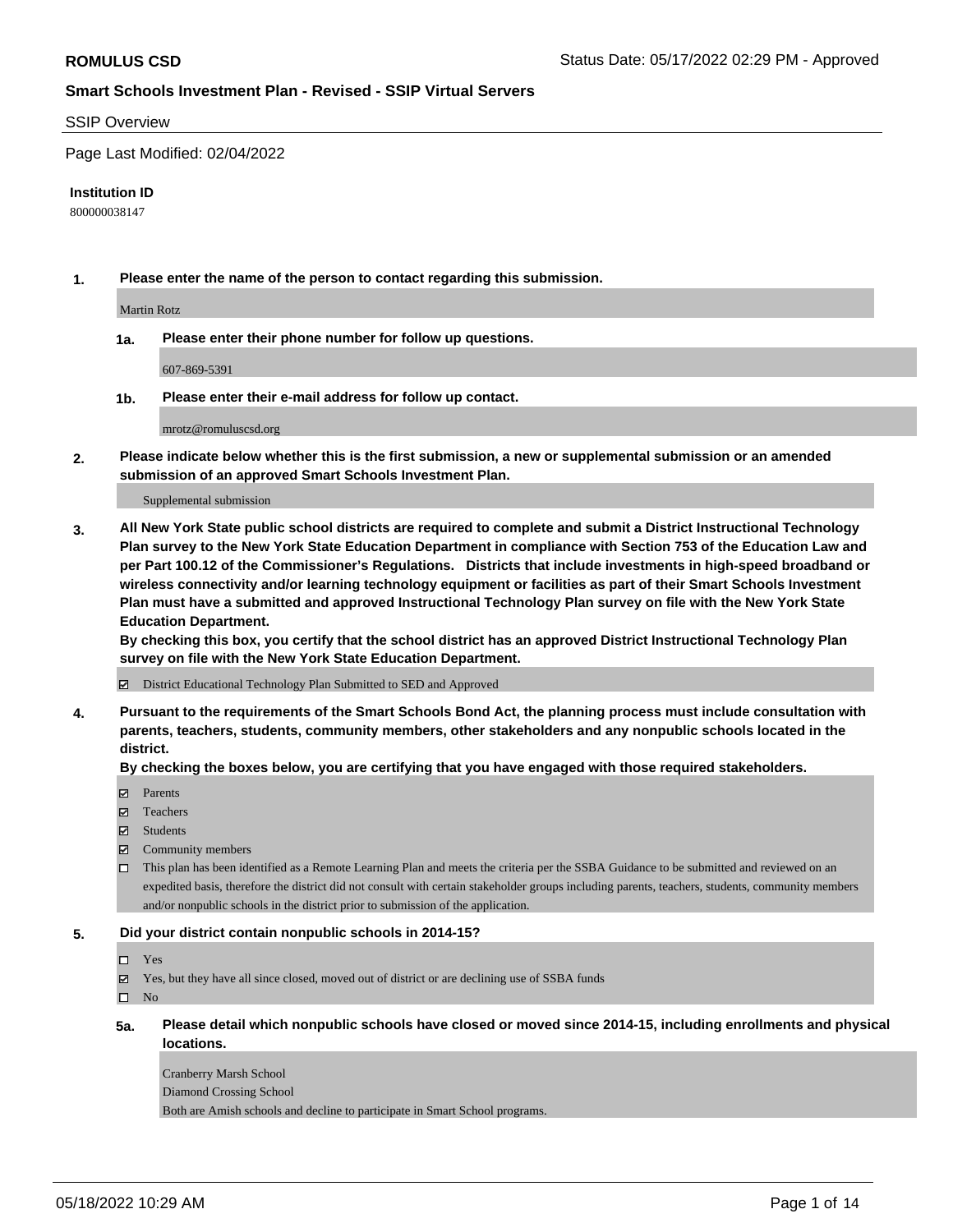# ROMULUS CSD

Status Date: 05/17/2022 02:29 PM - Approved

## Smart Schools Investment Plan - Revised - SSIP Virtual Servers

SSIP Overview

Page Last Modified: 02/04/2022

**Institution ID**

800000038147

**1. Please enter the name of the person to contact regarding this submission.**

Martin Rotz

**1a. Please enter their phone number for follow up questions.**

607-869-5391

**1b. Please enter their e-mail address for follow up contact.**

mrotz@romuluscsd.org

**2. Please indicate below whether this is the first submission, a new or supplemental submission or an amended submission of an approved Smart Schools Investment Plan.**

Supplemental submission

**3. All New York State public school districts are required to complete and submit a District Instructional Technology Plan survey to the New York State Education Department in compliance with Section 753 of the Education Law and per Part 100.12 of the Commissioner's Regulations. Districts that include investments in high-speed broadband or wireless connectivity and/or learning technology equipment or facilities as part of their Smart Schools Investment Plan must have a submitted and approved Instructional Technology Plan survey on file with the New York State Education Department.**
**By checking this box, you certify that the school district has an approved District Instructional Technology Plan survey on file with the New York State Education Department.**

- [x] District Educational Technology Plan Submitted to SED and Approved

**4. Pursuant to the requirements of the Smart Schools Bond Act, the planning process must include consultation with parents, teachers, students, community members, other stakeholders and any nonpublic schools located in the district.**
**By checking the boxes below, you are certifying that you have engaged with those required stakeholders.**

- [x] Parents
- [x] Teachers
- [x] Students
- [x] Community members
- [ ] This plan has been identified as a Remote Learning Plan and meets the criteria per the SSBA Guidance to be submitted and reviewed on an expedited basis, therefore the district did not consult with certain stakeholder groups including parents, teachers, students, community members and/or nonpublic schools in the district prior to submission of the application.

**5. Did your district contain nonpublic schools in 2014-15?**

- [ ] Yes
- [x] Yes, but they have all since closed, moved out of district or are declining use of SSBA funds
- [ ] No

**5a. Please detail which nonpublic schools have closed or moved since 2014-15, including enrollments and physical locations.**

Cranberry Marsh School
Diamond Crossing School
Both are Amish schools and decline to participate in Smart School programs.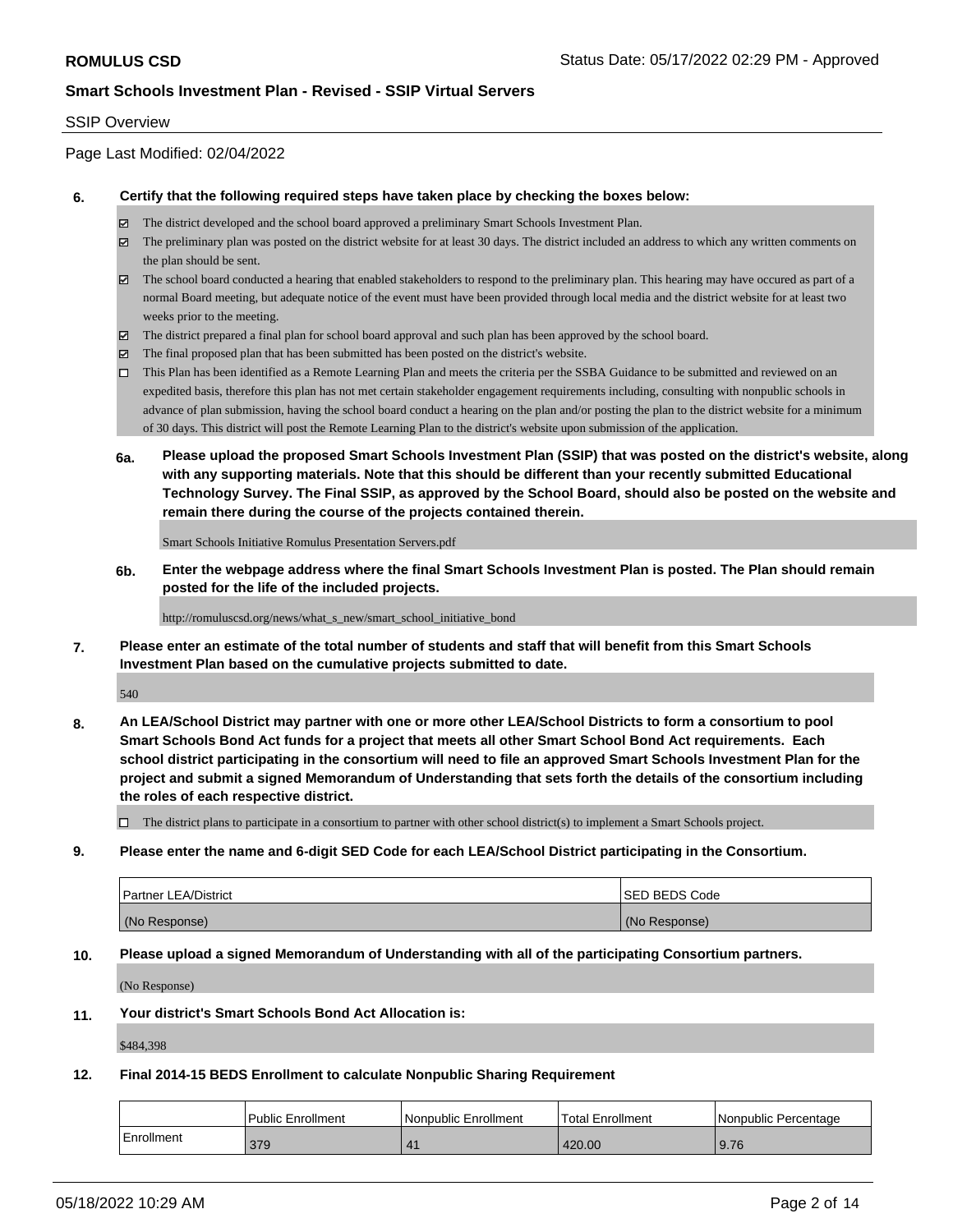**ROMULUS CSD** Status Date: 05/17/2022 02:29 PM - Approved

**Smart Schools Investment Plan - Revised - SSIP Virtual Servers**

SSIP Overview

Page Last Modified: 02/04/2022

**6. Certify that the following required steps have taken place by checking the boxes below:**

- ☑ The district developed and the school board approved a preliminary Smart Schools Investment Plan.
- ☑ The preliminary plan was posted on the district website for at least 30 days. The district included an address to which any written comments on the plan should be sent.
- ☑ The school board conducted a hearing that enabled stakeholders to respond to the preliminary plan. This hearing may have occured as part of a normal Board meeting, but adequate notice of the event must have been provided through local media and the district website for at least two weeks prior to the meeting.
- ☑ The district prepared a final plan for school board approval and such plan has been approved by the school board.
- ☑ The final proposed plan that has been submitted has been posted on the district's website.
- ☐ This Plan has been identified as a Remote Learning Plan and meets the criteria per the SSBA Guidance to be submitted and reviewed on an expedited basis, therefore this plan has not met certain stakeholder engagement requirements including, consulting with nonpublic schools in advance of plan submission, having the school board conduct a hearing on the plan and/or posting the plan to the district website for a minimum of 30 days. This district will post the Remote Learning Plan to the district's website upon submission of the application.

**6a. Please upload the proposed Smart Schools Investment Plan (SSIP) that was posted on the district's website, along with any supporting materials. Note that this should be different than your recently submitted Educational Technology Survey. The Final SSIP, as approved by the School Board, should also be posted on the website and remain there during the course of the projects contained therein.**

Smart Schools Initiative Romulus Presentation Servers.pdf

**6b. Enter the webpage address where the final Smart Schools Investment Plan is posted. The Plan should remain posted for the life of the included projects.**

http://romuluscsd.org/news/what_s_new/smart_school_initiative_bond

**7. Please enter an estimate of the total number of students and staff that will benefit from this Smart Schools Investment Plan based on the cumulative projects submitted to date.**

540

**8. An LEA/School District may partner with one or more other LEA/School Districts to form a consortium to pool Smart Schools Bond Act funds for a project that meets all other Smart School Bond Act requirements. Each school district participating in the consortium will need to file an approved Smart Schools Investment Plan for the project and submit a signed Memorandum of Understanding that sets forth the details of the consortium including the roles of each respective district.**

- ☐ The district plans to participate in a consortium to partner with other school district(s) to implement a Smart Schools project.

**9. Please enter the name and 6-digit SED Code for each LEA/School District participating in the Consortium.**

| Partner LEA/District | SED BEDS Code |
|---|---|
| (No Response) | (No Response) |

**10. Please upload a signed Memorandum of Understanding with all of the participating Consortium partners.**

(No Response)

**11. Your district's Smart Schools Bond Act Allocation is:**

$484,398

**12. Final 2014-15 BEDS Enrollment to calculate Nonpublic Sharing Requirement**

| | Public Enrollment | Nonpublic Enrollment | Total Enrollment | Nonpublic Percentage |
|---|---|---|---|---|
| Enrollment | 379 | 41 | 420.00 | 9.76 |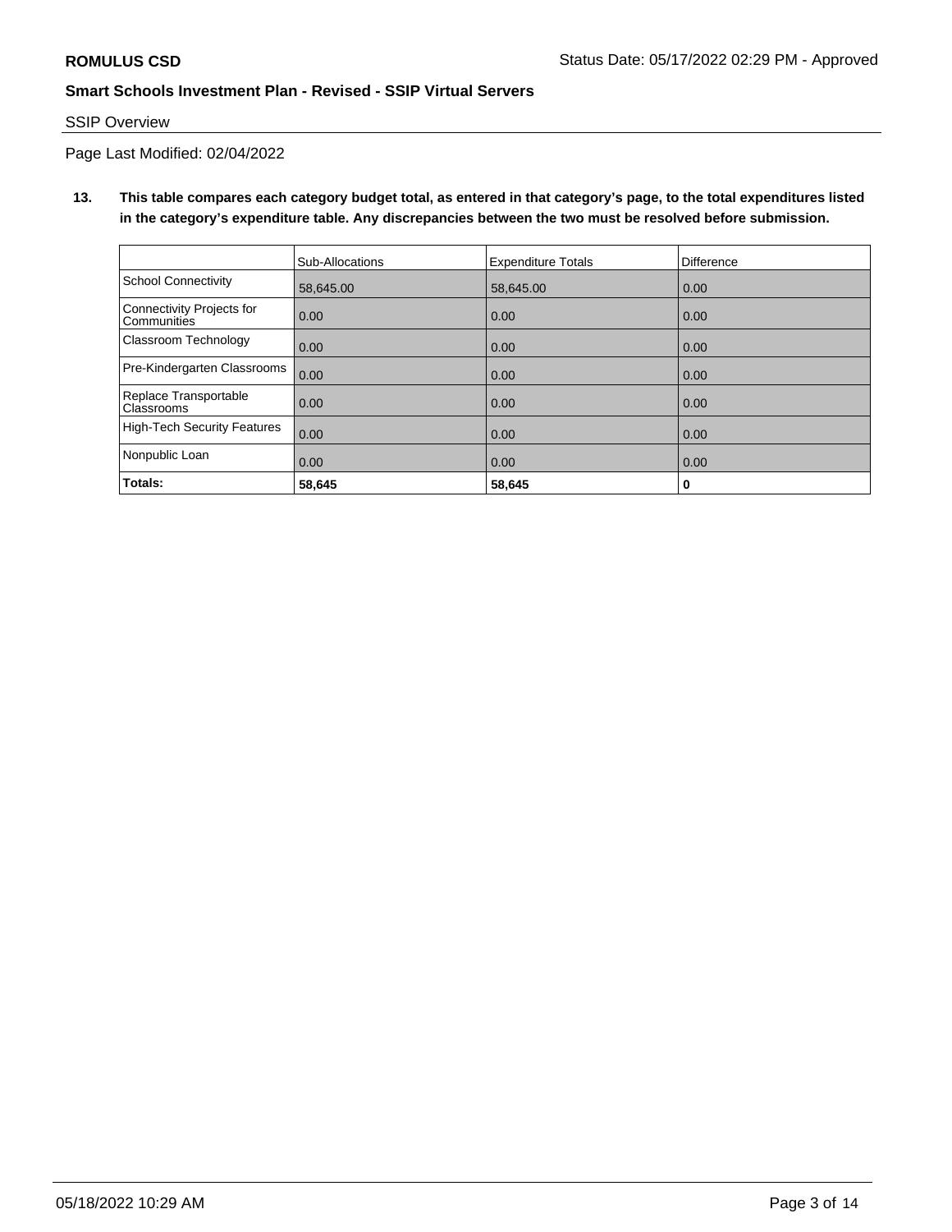**ROMULUS CSD** Status Date: 05/17/2022 02:29 PM - Approved

**Smart Schools Investment Plan - Revised - SSIP Virtual Servers**

SSIP Overview

Page Last Modified: 02/04/2022

**13. This table compares each category budget total, as entered in that category's page, to the total expenditures listed in the category's expenditure table. Any discrepancies between the two must be resolved before submission.**

| | Sub-Allocations | Expenditure Totals | Difference |
|---|---|---|---|
| School Connectivity | 58,645.00 | 58,645.00 | 0.00 |
| Connectivity Projects for Communities | 0.00 | 0.00 | 0.00 |
| Classroom Technology | 0.00 | 0.00 | 0.00 |
| Pre-Kindergarten Classrooms | 0.00 | 0.00 | 0.00 |
| Replace Transportable Classrooms | 0.00 | 0.00 | 0.00 |
| High-Tech Security Features | 0.00 | 0.00 | 0.00 |
| Nonpublic Loan | 0.00 | 0.00 | 0.00 |
| **Totals:** | **58,645** | **58,645** | **0** |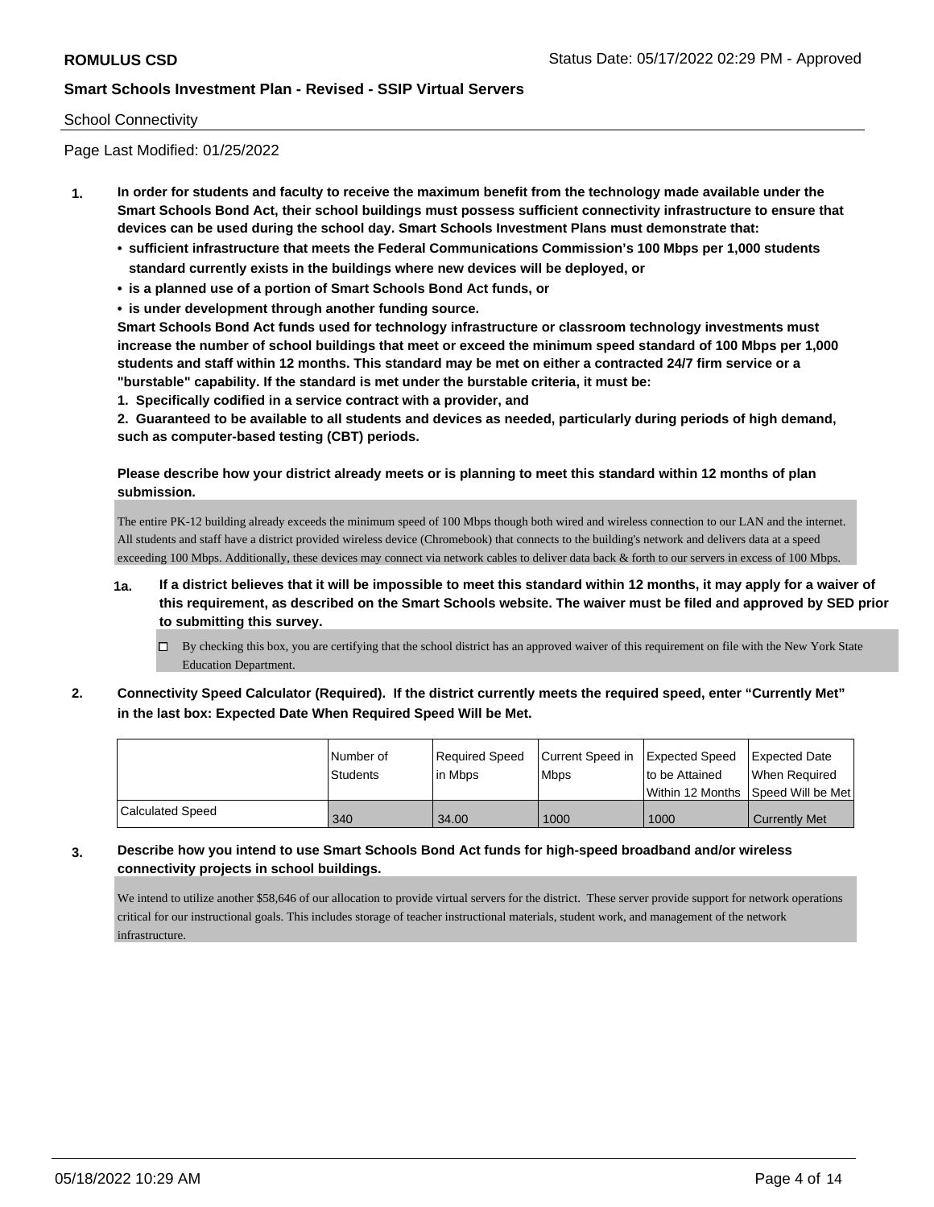## School Connectivity

Page Last Modified: 01/25/2022

1. **In order for students and faculty to receive the maximum benefit from the technology made available under the Smart Schools Bond Act, their school buildings must possess sufficient connectivity infrastructure to ensure that devices can be used during the school day. Smart Schools Investment Plans must demonstrate that:**
   - **sufficient infrastructure that meets the Federal Communications Commission's 100 Mbps per 1,000 students standard currently exists in the buildings where new devices will be deployed, or**
   - **is a planned use of a portion of Smart Schools Bond Act funds, or**
   - **is under development through another funding source.**

   **Smart Schools Bond Act funds used for technology infrastructure or classroom technology investments must increase the number of school buildings that meet or exceed the minimum speed standard of 100 Mbps per 1,000 students and staff within 12 months. This standard may be met on either a contracted 24/7 firm service or a "burstable" capability. If the standard is met under the burstable criteria, it must be:**

   **1. Specifically codified in a service contract with a provider, and**

   **2. Guaranteed to be available to all students and devices as needed, particularly during periods of high demand, such as computer-based testing (CBT) periods.**

   **Please describe how your district already meets or is planning to meet this standard within 12 months of plan submission.**

   The entire PK-12 building already exceeds the minimum speed of 100 Mbps though both wired and wireless connection to our LAN and the internet. All students and staff have a district provided wireless device (Chromebook) that connects to the building's network and delivers data at a speed exceeding 100 Mbps. Additionally, these devices may connect via network cables to deliver data back & forth to our servers in excess of 100 Mbps.

   **1a. If a district believes that it will be impossible to meet this standard within 12 months, it may apply for a waiver of this requirement, as described on the Smart Schools website. The waiver must be filed and approved by SED prior to submitting this survey.**

   ☐ By checking this box, you are certifying that the school district has an approved waiver of this requirement on file with the New York State Education Department.

2. **Connectivity Speed Calculator (Required). If the district currently meets the required speed, enter "Currently Met" in the last box: Expected Date When Required Speed Will be Met.**

|  | Number of Students | Required Speed in Mbps | Current Speed in Mbps | Expected Speed to be Attained Within 12 Months | Expected Date When Required Speed Will be Met |
|---|---|---|---|---|---|
| Calculated Speed | 340 | 34.00 | 1000 | 1000 | Currently Met |

3. **Describe how you intend to use Smart Schools Bond Act funds for high-speed broadband and/or wireless connectivity projects in school buildings.**

   We intend to utilize another $58,646 of our allocation to provide virtual servers for the district. These server provide support for network operations critical for our instructional goals. This includes storage of teacher instructional materials, student work, and management of the network infrastructure.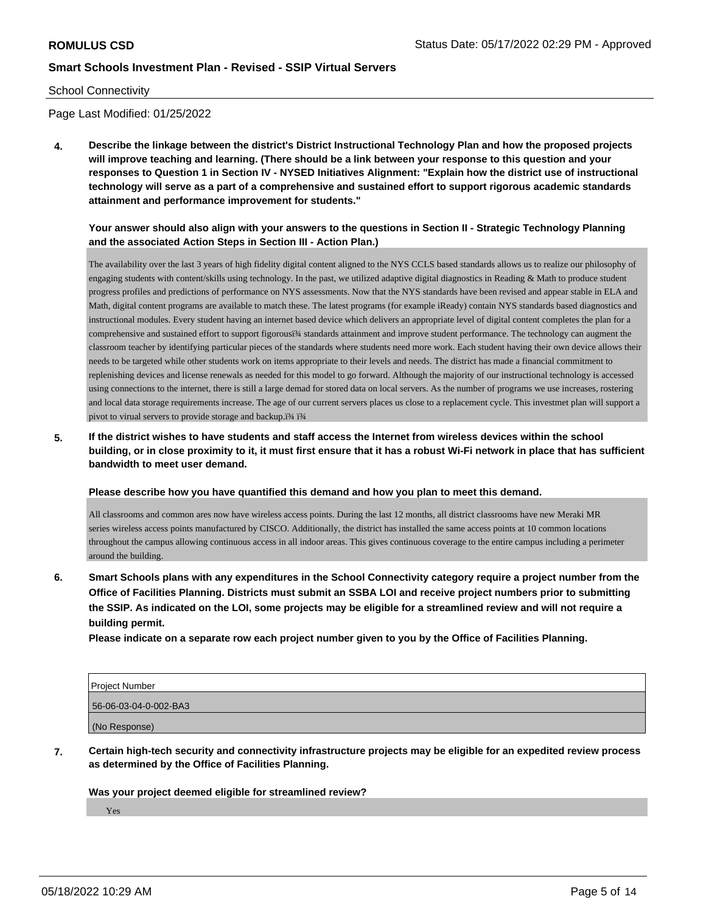School Connectivity

Page Last Modified: 01/25/2022

**4. Describe the linkage between the district's District Instructional Technology Plan and how the proposed projects will improve teaching and learning. (There should be a link between your response to this question and your responses to Question 1 in Section IV - NYSED Initiatives Alignment: "Explain how the district use of instructional technology will serve as a part of a comprehensive and sustained effort to support rigorous academic standards attainment and performance improvement for students."**

**Your answer should also align with your answers to the questions in Section II - Strategic Technology Planning and the associated Action Steps in Section III - Action Plan.)**

The availability over the last 3 years of high fidelity digital content aligned to the NYS CCLS based standards allows us to realize our philosophy of engaging students with content/skills using technology. In the past, we utilized adaptive digital diagnostics in Reading & Math to produce student progress profiles and predictions of performance on NYS assessments. Now that the NYS standards have been revised and appear stable in ELA and Math, digital content programs are available to match these. The latest programs (for example iReady) contain NYS standards based diagnostics and instructional modules. Every student having an internet based device which delivers an appropriate level of digital content completes the plan for a comprehensive and sustained effort to support figorousï¾ standards attainment and improve student performance. The technology can augment the classroom teacher by identifying particular pieces of the standards where students need more work. Each student having their own device allows their needs to be targeted while other students work on items appropriate to their levels and needs. The district has made a financial commitment to replenishing devices and license renewals as needed for this model to go forward. Although the majority of our instructional technology is accessed using connections to the internet, there is still a large demad for stored data on local servers. As the number of programs we use increases, rostering and local data storage requirements increase. The age of our current servers places us close to a replacement cycle. This investmet plan will support a pivot to virual servers to provide storage and backup.ï¾ ï¾

**5. If the district wishes to have students and staff access the Internet from wireless devices within the school building, or in close proximity to it, it must first ensure that it has a robust Wi-Fi network in place that has sufficient bandwidth to meet user demand.**

**Please describe how you have quantified this demand and how you plan to meet this demand.**

All classrooms and common ares now have wireless access points. During the last 12 months, all district classrooms have new Meraki MR series wireless access points manufactured by CISCO. Additionally, the district has installed the same access points at 10 common locations throughout the campus allowing continuous access in all indoor areas. This gives continuous coverage to the entire campus including a perimeter around the building.

**6. Smart Schools plans with any expenditures in the School Connectivity category require a project number from the Office of Facilities Planning. Districts must submit an SSBA LOI and receive project numbers prior to submitting the SSIP. As indicated on the LOI, some projects may be eligible for a streamlined review and will not require a building permit.**

**Please indicate on a separate row each project number given to you by the Office of Facilities Planning.**

| Project Number |
|---|
| 56-06-03-04-0-002-BA3 |
| (No Response) |

**7. Certain high-tech security and connectivity infrastructure projects may be eligible for an expedited review process as determined by the Office of Facilities Planning.**

**Was your project deemed eligible for streamlined review?**

Yes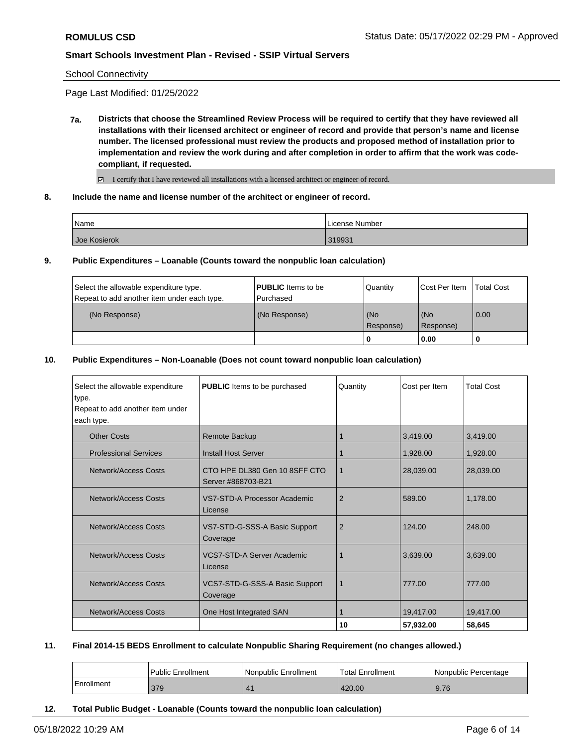School Connectivity

Page Last Modified: 01/25/2022

**7a. Districts that choose the Streamlined Review Process will be required to certify that they have reviewed all installations with their licensed architect or engineer of record and provide that person's name and license number. The licensed professional must review the products and proposed method of installation prior to implementation and review the work during and after completion in order to affirm that the work was code-compliant, if requested.**

☑ I certify that I have reviewed all installations with a licensed architect or engineer of record.

**8. Include the name and license number of the architect or engineer of record.**

| Name | License Number |
|---|---|
| Joe Kosierok | 319931 |

**9. Public Expenditures – Loanable (Counts toward the nonpublic loan calculation)**

| Select the allowable expenditure type. Repeat to add another item under each type. | **PUBLIC** Items to be Purchased | Quantity | Cost Per Item | Total Cost |
|---|---|---|---|---|
| (No Response) | (No Response) | (No Response) | (No Response) | 0.00 |
| | | **0** | **0.00** | **0** |

**10. Public Expenditures – Non-Loanable (Does not count toward nonpublic loan calculation)**

| Select the allowable expenditure type. Repeat to add another item under each type. | **PUBLIC** Items to be purchased | Quantity | Cost per Item | Total Cost |
|---|---|---|---|---|
| Other Costs | Remote Backup | 1 | 3,419.00 | 3,419.00 |
| Professional Services | Install Host Server | 1 | 1,928.00 | 1,928.00 |
| Network/Access Costs | CTO HPE DL380 Gen 10 8SFF CTO Server #868703-B21 | 1 | 28,039.00 | 28,039.00 |
| Network/Access Costs | VS7-STD-A Processor Academic License | 2 | 589.00 | 1,178.00 |
| Network/Access Costs | VS7-STD-G-SSS-A Basic Support Coverage | 2 | 124.00 | 248.00 |
| Network/Access Costs | VCS7-STD-A Server Academic License | 1 | 3,639.00 | 3,639.00 |
| Network/Access Costs | VCS7-STD-G-SSS-A Basic Support Coverage | 1 | 777.00 | 777.00 |
| Network/Access Costs | One Host Integrated SAN | 1 | 19,417.00 | 19,417.00 |
| | | **10** | **57,932.00** | **58,645** |

**11. Final 2014-15 BEDS Enrollment to calculate Nonpublic Sharing Requirement (no changes allowed.)**

| | Public Enrollment | Nonpublic Enrollment | Total Enrollment | Nonpublic Percentage |
|---|---|---|---|---|
| Enrollment | 379 | 41 | 420.00 | 9.76 |

**12. Total Public Budget - Loanable (Counts toward the nonpublic loan calculation)**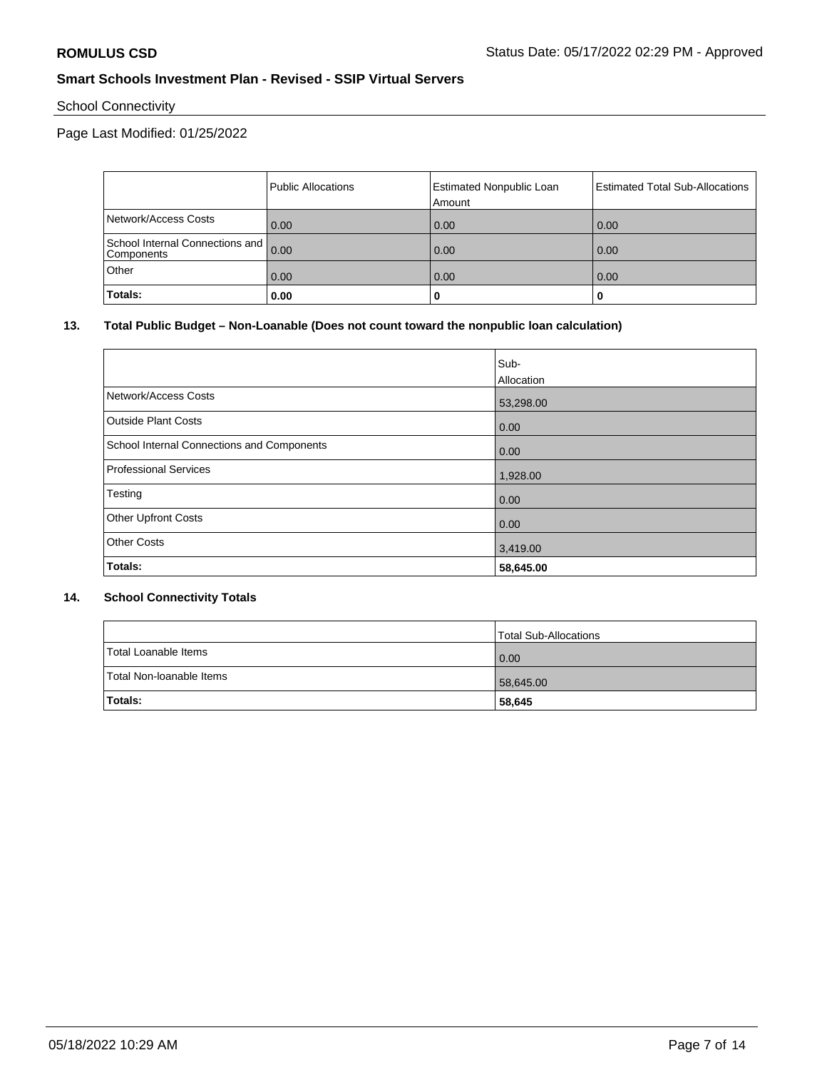**ROMULUS CSD** Status Date: 05/17/2022 02:29 PM - Approved

**Smart Schools Investment Plan - Revised - SSIP Virtual Servers**

School Connectivity

Page Last Modified: 01/25/2022

| | Public Allocations | Estimated Nonpublic Loan Amount | Estimated Total Sub-Allocations |
|---|---|---|---|
| Network/Access Costs | 0.00 | 0.00 | 0.00 |
| School Internal Connections and Components | 0.00 | 0.00 | 0.00 |
| Other | 0.00 | 0.00 | 0.00 |
| **Totals:** | **0.00** | **0** | **0** |

**13. Total Public Budget – Non-Loanable (Does not count toward the nonpublic loan calculation)**

| | Sub-Allocation |
|---|---|
| Network/Access Costs | 53,298.00 |
| Outside Plant Costs | 0.00 |
| School Internal Connections and Components | 0.00 |
| Professional Services | 1,928.00 |
| Testing | 0.00 |
| Other Upfront Costs | 0.00 |
| Other Costs | 3,419.00 |
| **Totals:** | **58,645.00** |

**14. School Connectivity Totals**

| | Total Sub-Allocations |
|---|---|
| Total Loanable Items | 0.00 |
| Total Non-loanable Items | 58,645.00 |
| **Totals:** | **58,645** |

05/18/2022 10:29 AM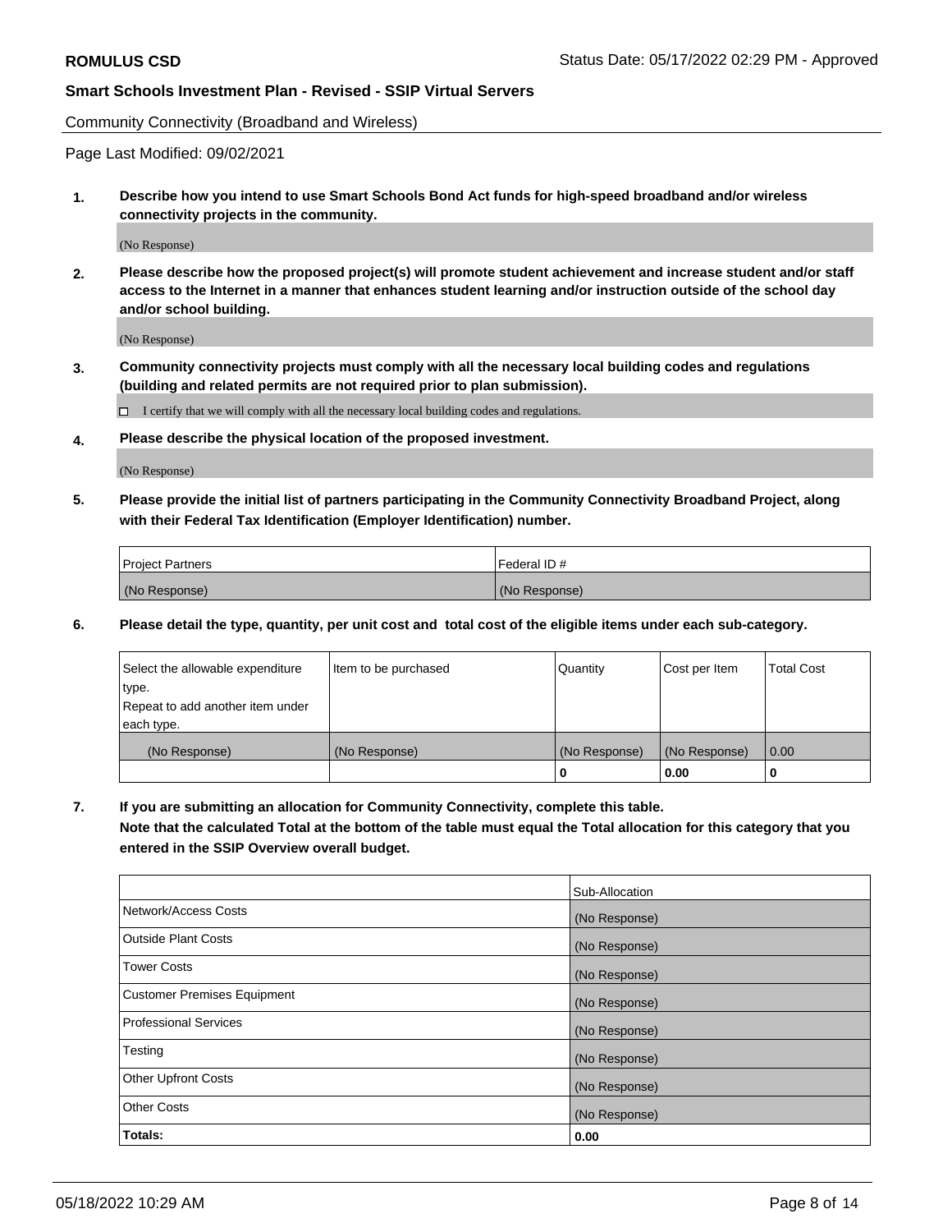Community Connectivity (Broadband and Wireless)

Page Last Modified: 09/02/2021

**1. Describe how you intend to use Smart Schools Bond Act funds for high-speed broadband and/or wireless connectivity projects in the community.**

(No Response)

**2. Please describe how the proposed project(s) will promote student achievement and increase student and/or staff access to the Internet in a manner that enhances student learning and/or instruction outside of the school day and/or school building.**

(No Response)

**3. Community connectivity projects must comply with all the necessary local building codes and regulations (building and related permits are not required prior to plan submission).**

☐ I certify that we will comply with all the necessary local building codes and regulations.

**4. Please describe the physical location of the proposed investment.**

(No Response)

**5. Please provide the initial list of partners participating in the Community Connectivity Broadband Project, along with their Federal Tax Identification (Employer Identification) number.**

| Project Partners | Federal ID # |
|---|---|
| (No Response) | (No Response) |

**6. Please detail the type, quantity, per unit cost and total cost of the eligible items under each sub-category.**

| Select the allowable expenditure type. Repeat to add another item under each type. | Item to be purchased | Quantity | Cost per Item | Total Cost |
|---|---|---|---|---|
| (No Response) | (No Response) | (No Response) | (No Response) | 0.00 |
| | | **0** | **0.00** | **0** |

**7. If you are submitting an allocation for Community Connectivity, complete this table. Note that the calculated Total at the bottom of the table must equal the Total allocation for this category that you entered in the SSIP Overview overall budget.**

| | Sub-Allocation |
|---|---|
| Network/Access Costs | (No Response) |
| Outside Plant Costs | (No Response) |
| Tower Costs | (No Response) |
| Customer Premises Equipment | (No Response) |
| Professional Services | (No Response) |
| Testing | (No Response) |
| Other Upfront Costs | (No Response) |
| Other Costs | (No Response) |
| **Totals:** | **0.00** |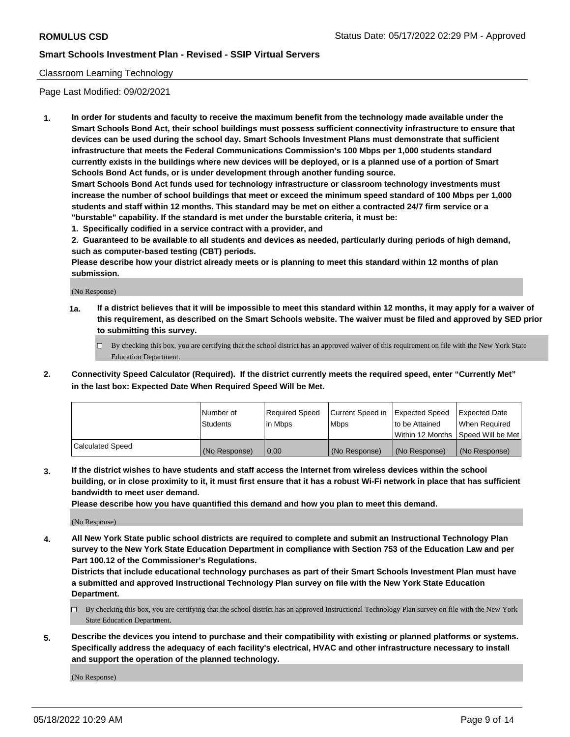## Classroom Learning Technology

Page Last Modified: 09/02/2021

**1. In order for students and faculty to receive the maximum benefit from the technology made available under the Smart Schools Bond Act, their school buildings must possess sufficient connectivity infrastructure to ensure that devices can be used during the school day. Smart Schools Investment Plans must demonstrate that sufficient infrastructure that meets the Federal Communications Commission's 100 Mbps per 1,000 students standard currently exists in the buildings where new devices will be deployed, or is a planned use of a portion of Smart Schools Bond Act funds, or is under development through another funding source.**

**Smart Schools Bond Act funds used for technology infrastructure or classroom technology investments must increase the number of school buildings that meet or exceed the minimum speed standard of 100 Mbps per 1,000 students and staff within 12 months. This standard may be met on either a contracted 24/7 firm service or a "burstable" capability. If the standard is met under the burstable criteria, it must be:**

**1. Specifically codified in a service contract with a provider, and**

**2. Guaranteed to be available to all students and devices as needed, particularly during periods of high demand, such as computer-based testing (CBT) periods.**

**Please describe how your district already meets or is planning to meet this standard within 12 months of plan submission.**

(No Response)

**1a. If a district believes that it will be impossible to meet this standard within 12 months, it may apply for a waiver of this requirement, as described on the Smart Schools website. The waiver must be filed and approved by SED prior to submitting this survey.**

☐ By checking this box, you are certifying that the school district has an approved waiver of this requirement on file with the New York State Education Department.

**2. Connectivity Speed Calculator (Required). If the district currently meets the required speed, enter "Currently Met" in the last box: Expected Date When Required Speed Will be Met.**

| | Number of Students | Required Speed in Mbps | Current Speed in Mbps | Expected Speed to be Attained Within 12 Months | Expected Date When Required Speed Will be Met |
|---|---|---|---|---|---|
| Calculated Speed | (No Response) | 0.00 | (No Response) | (No Response) | (No Response) |

**3. If the district wishes to have students and staff access the Internet from wireless devices within the school building, or in close proximity to it, it must first ensure that it has a robust Wi-Fi network in place that has sufficient bandwidth to meet user demand.**

**Please describe how you have quantified this demand and how you plan to meet this demand.**

(No Response)

**4. All New York State public school districts are required to complete and submit an Instructional Technology Plan survey to the New York State Education Department in compliance with Section 753 of the Education Law and per Part 100.12 of the Commissioner's Regulations.**

**Districts that include educational technology purchases as part of their Smart Schools Investment Plan must have a submitted and approved Instructional Technology Plan survey on file with the New York State Education Department.**

☐ By checking this box, you are certifying that the school district has an approved Instructional Technology Plan survey on file with the New York State Education Department.

**5. Describe the devices you intend to purchase and their compatibility with existing or planned platforms or systems. Specifically address the adequacy of each facility's electrical, HVAC and other infrastructure necessary to install and support the operation of the planned technology.**

(No Response)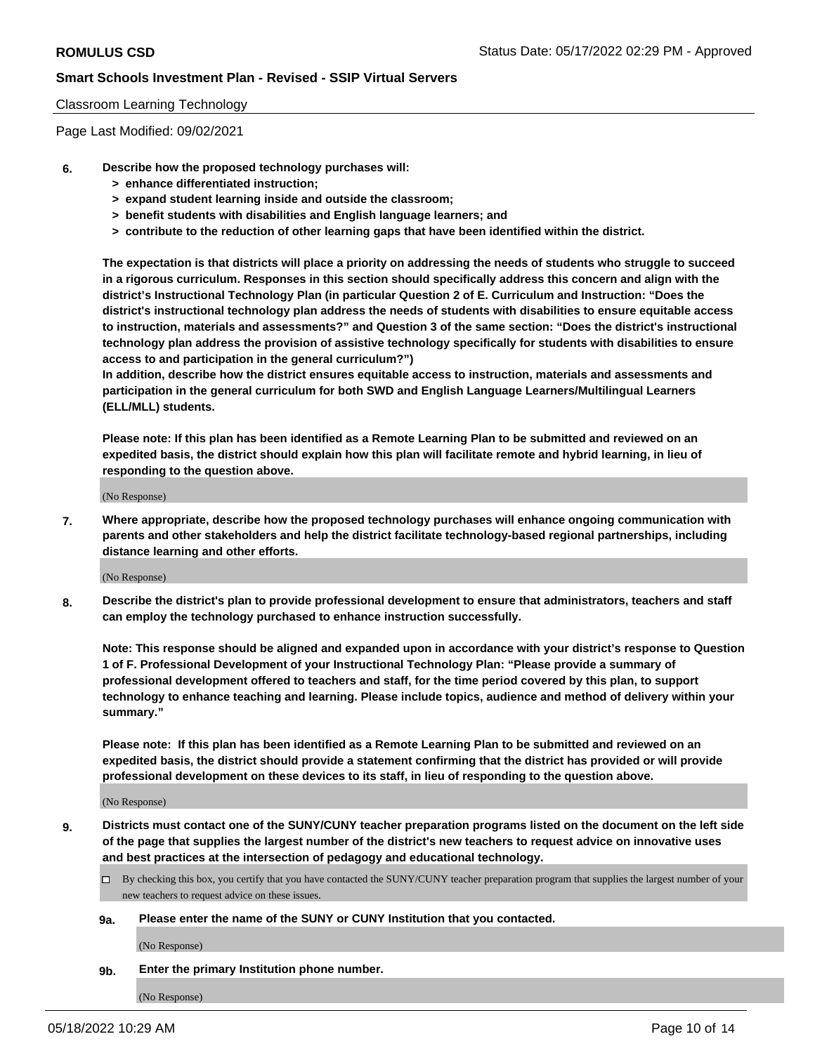Classroom Learning Technology

Page Last Modified: 09/02/2021

6. **Describe how the proposed technology purchases will:**
   - **> enhance differentiated instruction;**
   - **> expand student learning inside and outside the classroom;**
   - **> benefit students with disabilities and English language learners; and**
   - **> contribute to the reduction of other learning gaps that have been identified within the district.**

   **The expectation is that districts will place a priority on addressing the needs of students who struggle to succeed in a rigorous curriculum. Responses in this section should specifically address this concern and align with the district's Instructional Technology Plan (in particular Question 2 of E. Curriculum and Instruction: "Does the district's instructional technology plan address the needs of students with disabilities to ensure equitable access to instruction, materials and assessments?" and Question 3 of the same section: "Does the district's instructional technology plan address the provision of assistive technology specifically for students with disabilities to ensure access to and participation in the general curriculum?")**

   **In addition, describe how the district ensures equitable access to instruction, materials and assessments and participation in the general curriculum for both SWD and English Language Learners/Multilingual Learners (ELL/MLL) students.**

   **Please note: If this plan has been identified as a Remote Learning Plan to be submitted and reviewed on an expedited basis, the district should explain how this plan will facilitate remote and hybrid learning, in lieu of responding to the question above.**

   (No Response)

7. **Where appropriate, describe how the proposed technology purchases will enhance ongoing communication with parents and other stakeholders and help the district facilitate technology-based regional partnerships, including distance learning and other efforts.**

   (No Response)

8. **Describe the district's plan to provide professional development to ensure that administrators, teachers and staff can employ the technology purchased to enhance instruction successfully.**

   **Note: This response should be aligned and expanded upon in accordance with your district's response to Question 1 of F. Professional Development of your Instructional Technology Plan: "Please provide a summary of professional development offered to teachers and staff, for the time period covered by this plan, to support technology to enhance teaching and learning. Please include topics, audience and method of delivery within your summary."**

   **Please note: If this plan has been identified as a Remote Learning Plan to be submitted and reviewed on an expedited basis, the district should provide a statement confirming that the district has provided or will provide professional development on these devices to its staff, in lieu of responding to the question above.**

   (No Response)

9. **Districts must contact one of the SUNY/CUNY teacher preparation programs listed on the document on the left side of the page that supplies the largest number of the district's new teachers to request advice on innovative uses and best practices at the intersection of pedagogy and educational technology.**

   ☐ By checking this box, you certify that you have contacted the SUNY/CUNY teacher preparation program that supplies the largest number of your new teachers to request advice on these issues.

   **9a. Please enter the name of the SUNY or CUNY Institution that you contacted.**

   (No Response)

   **9b. Enter the primary Institution phone number.**

   (No Response)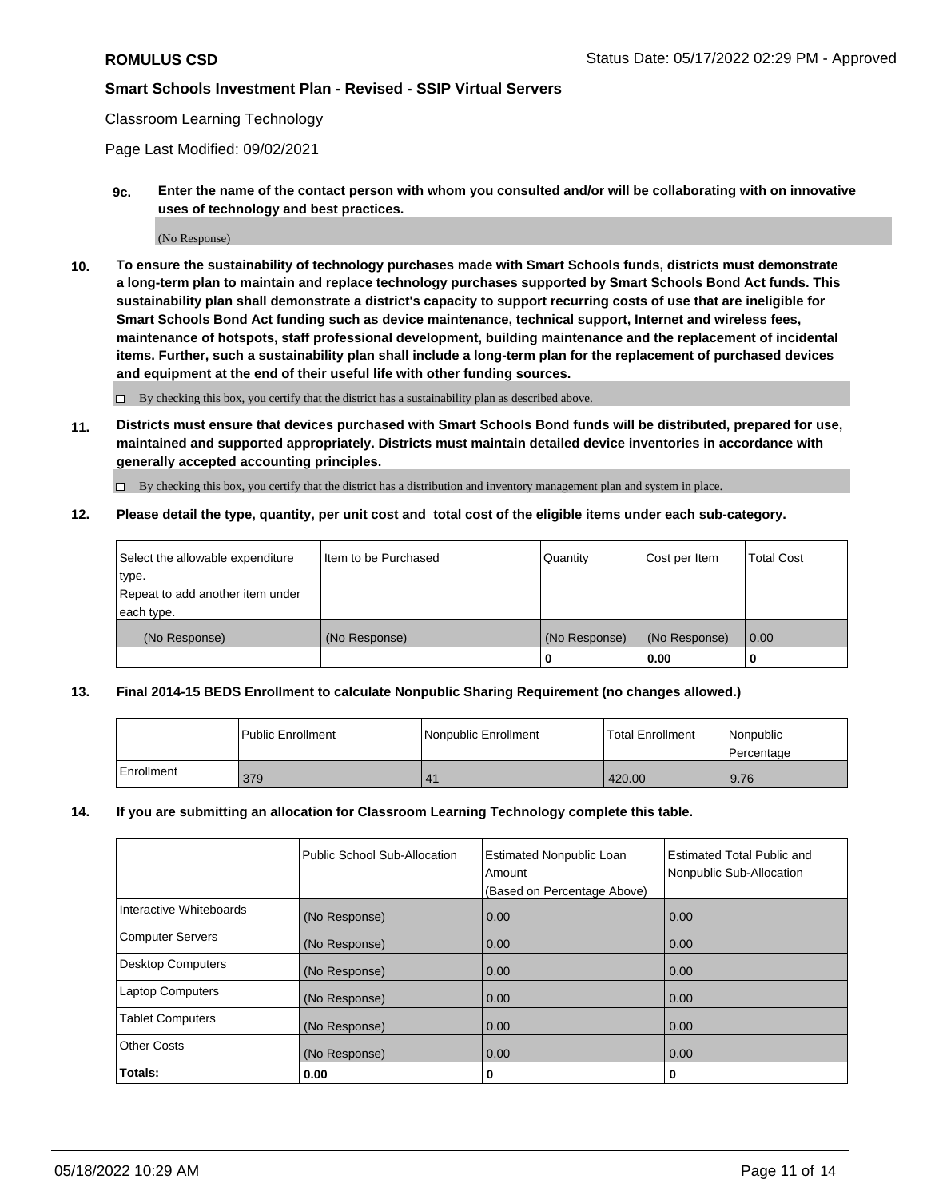Classroom Learning Technology

Page Last Modified: 09/02/2021

**9c. Enter the name of the contact person with whom you consulted and/or will be collaborating with on innovative uses of technology and best practices.**

(No Response)

**10. To ensure the sustainability of technology purchases made with Smart Schools funds, districts must demonstrate a long-term plan to maintain and replace technology purchases supported by Smart Schools Bond Act funds. This sustainability plan shall demonstrate a district's capacity to support recurring costs of use that are ineligible for Smart Schools Bond Act funding such as device maintenance, technical support, Internet and wireless fees, maintenance of hotspots, staff professional development, building maintenance and the replacement of incidental items. Further, such a sustainability plan shall include a long-term plan for the replacement of purchased devices and equipment at the end of their useful life with other funding sources.**

☐ By checking this box, you certify that the district has a sustainability plan as described above.

**11. Districts must ensure that devices purchased with Smart Schools Bond funds will be distributed, prepared for use, maintained and supported appropriately. Districts must maintain detailed device inventories in accordance with generally accepted accounting principles.**

☐ By checking this box, you certify that the district has a distribution and inventory management plan and system in place.

**12. Please detail the type, quantity, per unit cost and total cost of the eligible items under each sub-category.**

| Select the allowable expenditure type. Repeat to add another item under each type. | Item to be Purchased | Quantity | Cost per Item | Total Cost |
|---|---|---|---|---|
| (No Response) | (No Response) | (No Response) | (No Response) | 0.00 |
| | | 0 | 0.00 | 0 |

**13. Final 2014-15 BEDS Enrollment to calculate Nonpublic Sharing Requirement (no changes allowed.)**

| | Public Enrollment | Nonpublic Enrollment | Total Enrollment | Nonpublic Percentage |
|---|---|---|---|---|
| Enrollment | 379 | 41 | 420.00 | 9.76 |

**14. If you are submitting an allocation for Classroom Learning Technology complete this table.**

| | Public School Sub-Allocation | Estimated Nonpublic Loan Amount (Based on Percentage Above) | Estimated Total Public and Nonpublic Sub-Allocation |
|---|---|---|---|
| Interactive Whiteboards | (No Response) | 0.00 | 0.00 |
| Computer Servers | (No Response) | 0.00 | 0.00 |
| Desktop Computers | (No Response) | 0.00 | 0.00 |
| Laptop Computers | (No Response) | 0.00 | 0.00 |
| Tablet Computers | (No Response) | 0.00 | 0.00 |
| Other Costs | (No Response) | 0.00 | 0.00 |
| **Totals:** | **0.00** | **0** | **0** |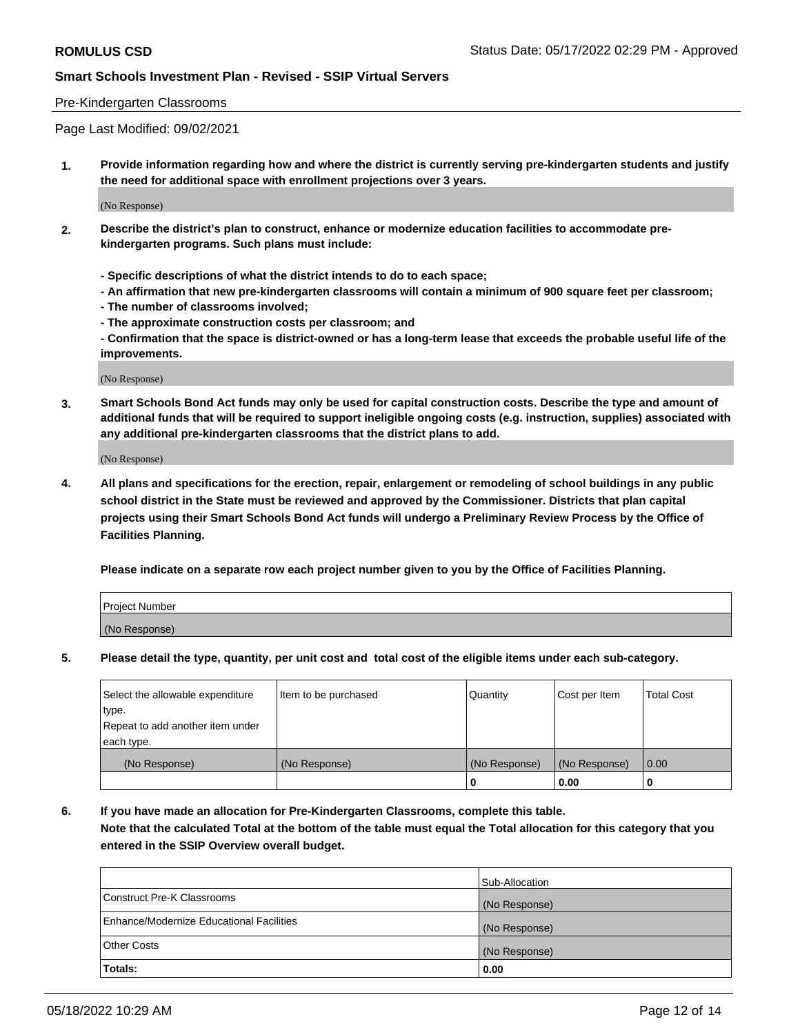Pre-Kindergarten Classrooms

Page Last Modified: 09/02/2021

**1. Provide information regarding how and where the district is currently serving pre-kindergarten students and justify the need for additional space with enrollment projections over 3 years.**

(No Response)

**2. Describe the district's plan to construct, enhance or modernize education facilities to accommodate pre-kindergarten programs. Such plans must include:**

**- Specific descriptions of what the district intends to do to each space;**
**- An affirmation that new pre-kindergarten classrooms will contain a minimum of 900 square feet per classroom;**
**- The number of classrooms involved;**
**- The approximate construction costs per classroom; and**
**- Confirmation that the space is district-owned or has a long-term lease that exceeds the probable useful life of the improvements.**

(No Response)

**3. Smart Schools Bond Act funds may only be used for capital construction costs. Describe the type and amount of additional funds that will be required to support ineligible ongoing costs (e.g. instruction, supplies) associated with any additional pre-kindergarten classrooms that the district plans to add.**

(No Response)

**4. All plans and specifications for the erection, repair, enlargement or remodeling of school buildings in any public school district in the State must be reviewed and approved by the Commissioner. Districts that plan capital projects using their Smart Schools Bond Act funds will undergo a Preliminary Review Process by the Office of Facilities Planning.**

**Please indicate on a separate row each project number given to you by the Office of Facilities Planning.**

| Project Number |
|---|
| (No Response) |

**5. Please detail the type, quantity, per unit cost and total cost of the eligible items under each sub-category.**

| Select the allowable expenditure type. Repeat to add another item under each type. | Item to be purchased | Quantity | Cost per Item | Total Cost |
|---|---|---|---|---|
| (No Response) | (No Response) | (No Response) | (No Response) | 0.00 |
| | | 0 | 0.00 | 0 |

**6. If you have made an allocation for Pre-Kindergarten Classrooms, complete this table.**
**Note that the calculated Total at the bottom of the table must equal the Total allocation for this category that you entered in the SSIP Overview overall budget.**

| | Sub-Allocation |
|---|---|
| Construct Pre-K Classrooms | (No Response) |
| Enhance/Modernize Educational Facilities | (No Response) |
| Other Costs | (No Response) |
| **Totals:** | **0.00** |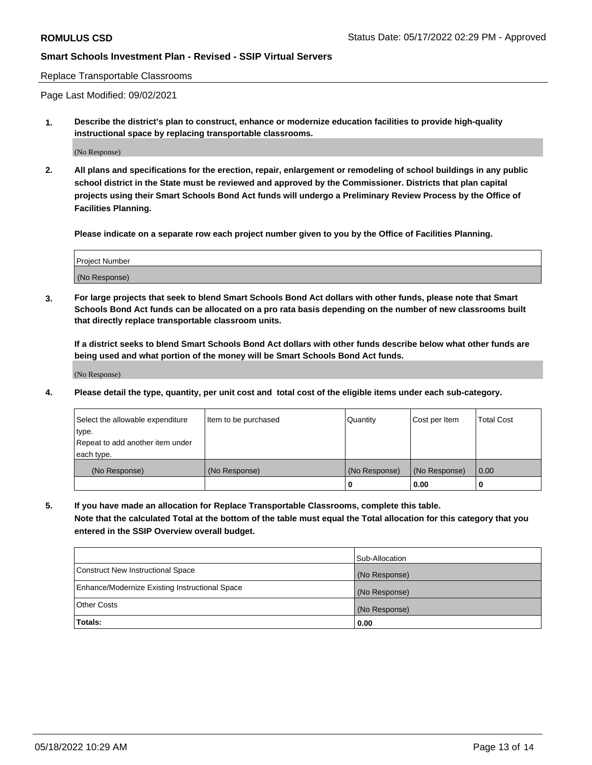Replace Transportable Classrooms

Page Last Modified: 09/02/2021

**1. Describe the district's plan to construct, enhance or modernize education facilities to provide high-quality instructional space by replacing transportable classrooms.**

(No Response)

**2. All plans and specifications for the erection, repair, enlargement or remodeling of school buildings in any public school district in the State must be reviewed and approved by the Commissioner. Districts that plan capital projects using their Smart Schools Bond Act funds will undergo a Preliminary Review Process by the Office of Facilities Planning.**

**Please indicate on a separate row each project number given to you by the Office of Facilities Planning.**

| Project Number |
|---|
| (No Response) |

**3. For large projects that seek to blend Smart Schools Bond Act dollars with other funds, please note that Smart Schools Bond Act funds can be allocated on a pro rata basis depending on the number of new classrooms built that directly replace transportable classroom units.**

**If a district seeks to blend Smart Schools Bond Act dollars with other funds describe below what other funds are being used and what portion of the money will be Smart Schools Bond Act funds.**

(No Response)

**4. Please detail the type, quantity, per unit cost and total cost of the eligible items under each sub-category.**

| Select the allowable expenditure type. Repeat to add another item under each type. | Item to be purchased | Quantity | Cost per Item | Total Cost |
|---|---|---|---|---|
| (No Response) | (No Response) | (No Response) | (No Response) | 0.00 |
| | | 0 | 0.00 | 0 |

**5. If you have made an allocation for Replace Transportable Classrooms, complete this table. Note that the calculated Total at the bottom of the table must equal the Total allocation for this category that you entered in the SSIP Overview overall budget.**

| | Sub-Allocation |
|---|---|
| Construct New Instructional Space | (No Response) |
| Enhance/Modernize Existing Instructional Space | (No Response) |
| Other Costs | (No Response) |
| **Totals:** | **0.00** |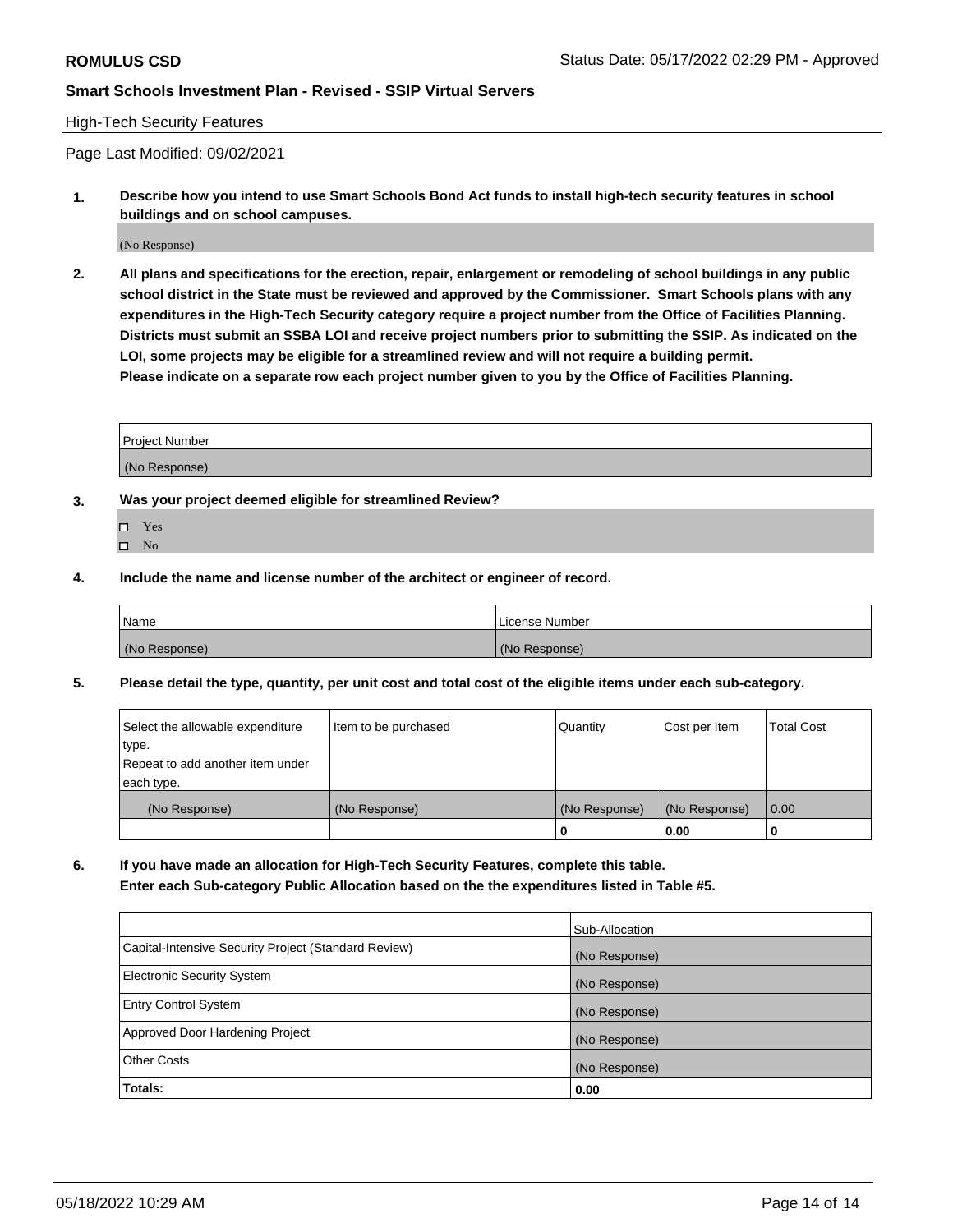## High-Tech Security Features

Page Last Modified: 09/02/2021

**1. Describe how you intend to use Smart Schools Bond Act funds to install high-tech security features in school buildings and on school campuses.**

(No Response)

**2. All plans and specifications for the erection, repair, enlargement or remodeling of school buildings in any public school district in the State must be reviewed and approved by the Commissioner. Smart Schools plans with any expenditures in the High-Tech Security category require a project number from the Office of Facilities Planning. Districts must submit an SSBA LOI and receive project numbers prior to submitting the SSIP. As indicated on the LOI, some projects may be eligible for a streamlined review and will not require a building permit.**
**Please indicate on a separate row each project number given to you by the Office of Facilities Planning.**

| Project Number |
|---|
| (No Response) |

**3. Was your project deemed eligible for streamlined Review?**

- ☐ Yes
- ☐ No

**4. Include the name and license number of the architect or engineer of record.**

| Name | License Number |
|---|---|
| (No Response) | (No Response) |

**5. Please detail the type, quantity, per unit cost and total cost of the eligible items under each sub-category.**

| Select the allowable expenditure type. Repeat to add another item under each type. | Item to be purchased | Quantity | Cost per Item | Total Cost |
|---|---|---|---|---|
| (No Response) | (No Response) | (No Response) | (No Response) | 0.00 |
| | | **0** | **0.00** | **0** |

**6. If you have made an allocation for High-Tech Security Features, complete this table.**
**Enter each Sub-category Public Allocation based on the the expenditures listed in Table #5.**

| | Sub-Allocation |
|---|---|
| Capital-Intensive Security Project (Standard Review) | (No Response) |
| Electronic Security System | (No Response) |
| Entry Control System | (No Response) |
| Approved Door Hardening Project | (No Response) |
| Other Costs | (No Response) |
| **Totals:** | **0.00** |